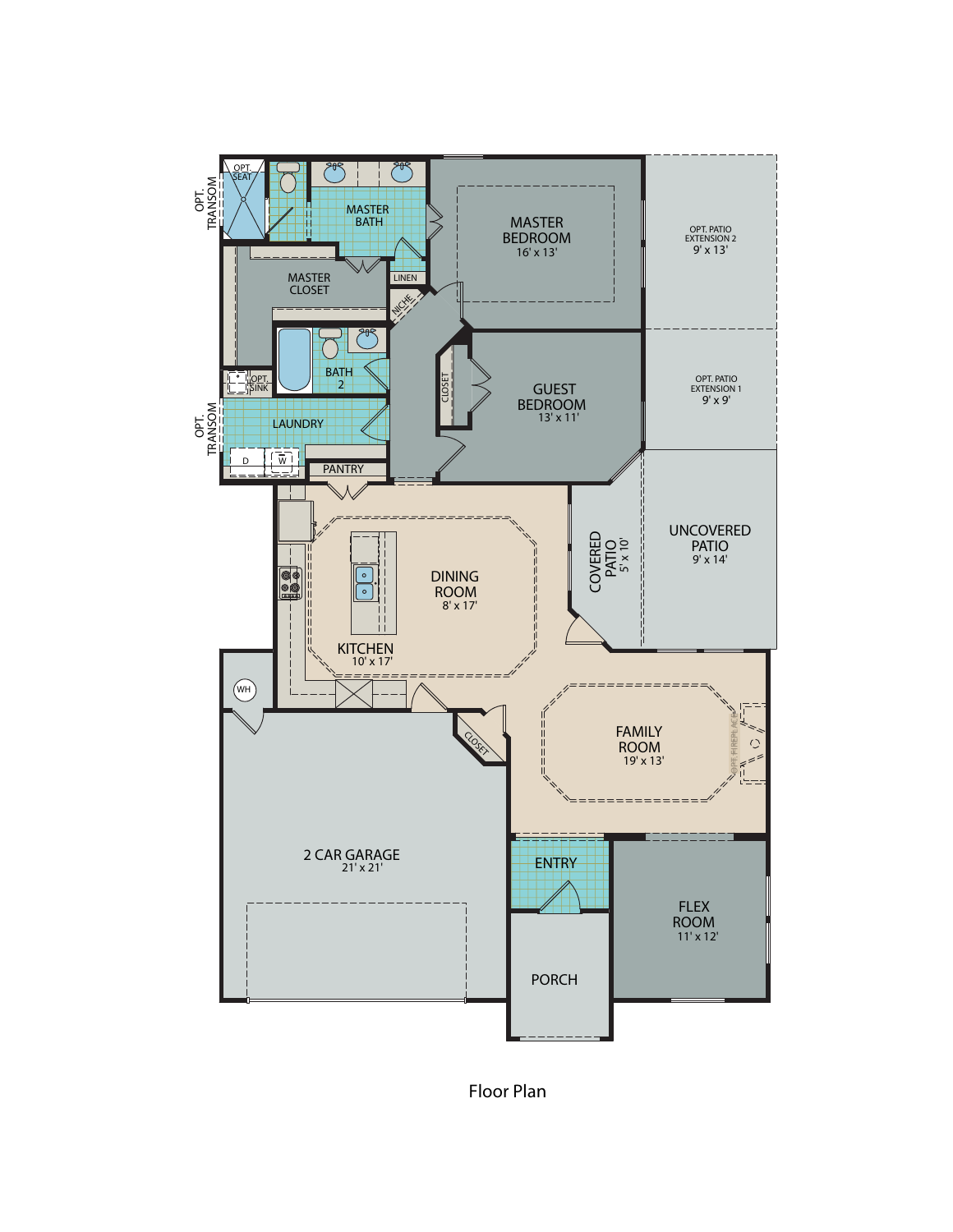OPT. TRANSOM

OPT. SEAT

MASTER BATH

MASTER BEDROOM
16' x 13'

OPT. PATIO EXTENSION 2
9' x 13'

MASTER CLOSET

LINEN

NICHE

BATH 2

CLOSET

GUEST BEDROOM
13' x 11'

OPT. PATIO EXTENSION 1
9' x 9'

OPT. SINK

OPT. TRANSOM

LAUNDRY

D

W

PANTRY

DINING ROOM
8' x 17'

COVERED PATIO
5' x 10'

UNCOVERED PATIO
9' x 14'

KITCHEN
10' x 17'

WH

CLOSET

FAMILY ROOM
19' x 13'

OPT. FIREPLACE

2 CAR GARAGE
21' x 21'

ENTRY

FLEX ROOM
11' x 12'

PORCH

Floor Plan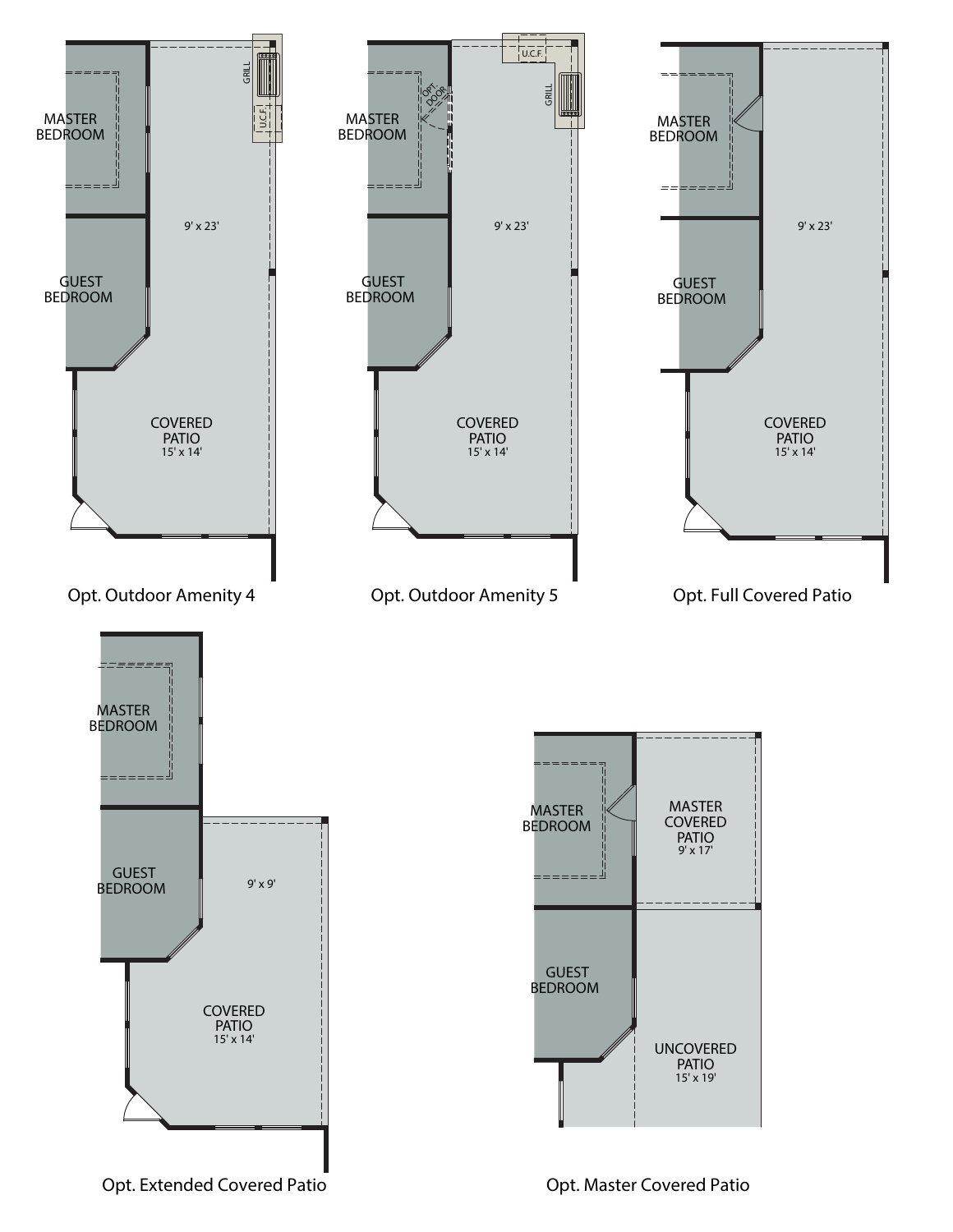MASTER BEDROOM

GUEST BEDROOM

9' x 23'

GRILL

U.C.F.

COVERED PATIO
15' x 14'

Opt. Outdoor Amenity 4

MASTER BEDROOM

OPT. DOOR

GUEST BEDROOM

9' x 23'

U.C.F.

GRILL

COVERED PATIO
15' x 14'

Opt. Outdoor Amenity 5

MASTER BEDROOM

GUEST BEDROOM

9' x 23'

COVERED PATIO
15' x 14'

Opt. Full Covered Patio

MASTER BEDROOM

GUEST BEDROOM

9' x 9'

COVERED PATIO
15' x 14'

Opt. Extended Covered Patio

MASTER BEDROOM

MASTER COVERED PATIO
9' x 17'

GUEST BEDROOM

UNCOVERED PATIO
15' x 19'

Opt. Master Covered Patio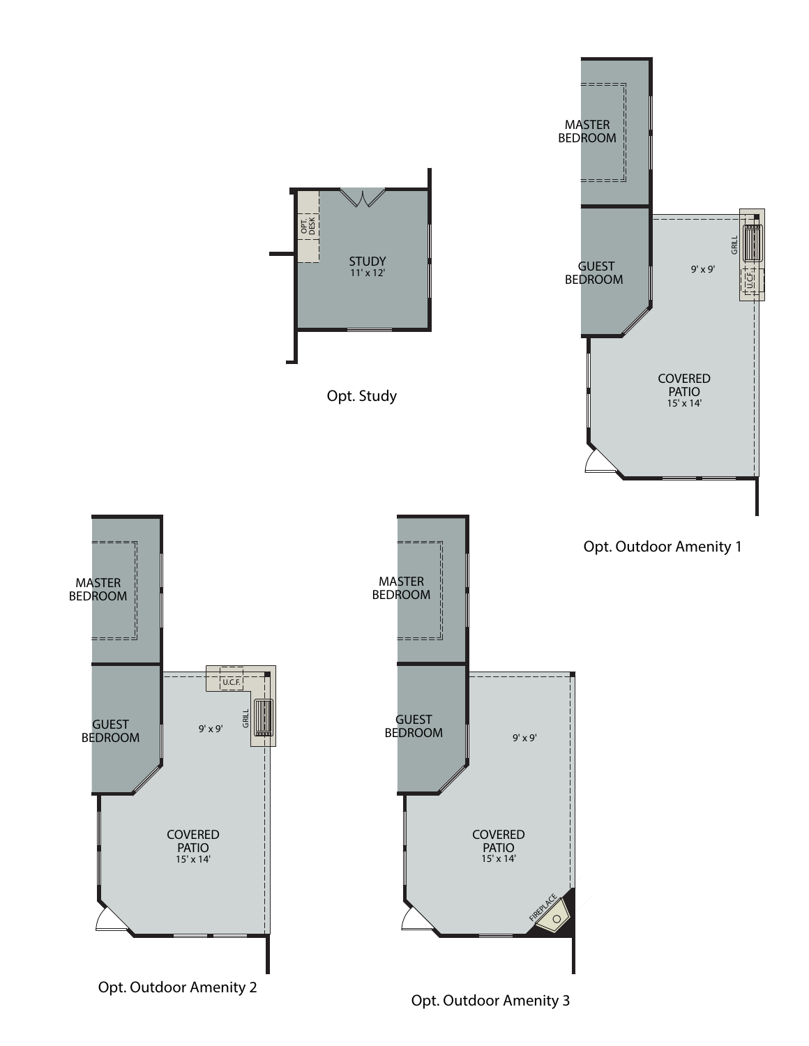STUDY
11' x 12'

OPT. DESK

Opt. Study

MASTER BEDROOM

GUEST BEDROOM

9' x 9'

GRILL

U.C.F.

COVERED PATIO
15' x 14'

Opt. Outdoor Amenity 1

MASTER BEDROOM

GUEST BEDROOM

U.C.F.

9' x 9'

GRILL

COVERED PATIO
15' x 14'

Opt. Outdoor Amenity 2

MASTER BEDROOM

GUEST BEDROOM

9' x 9'

COVERED PATIO
15' x 14'

FIREPLACE

Opt. Outdoor Amenity 3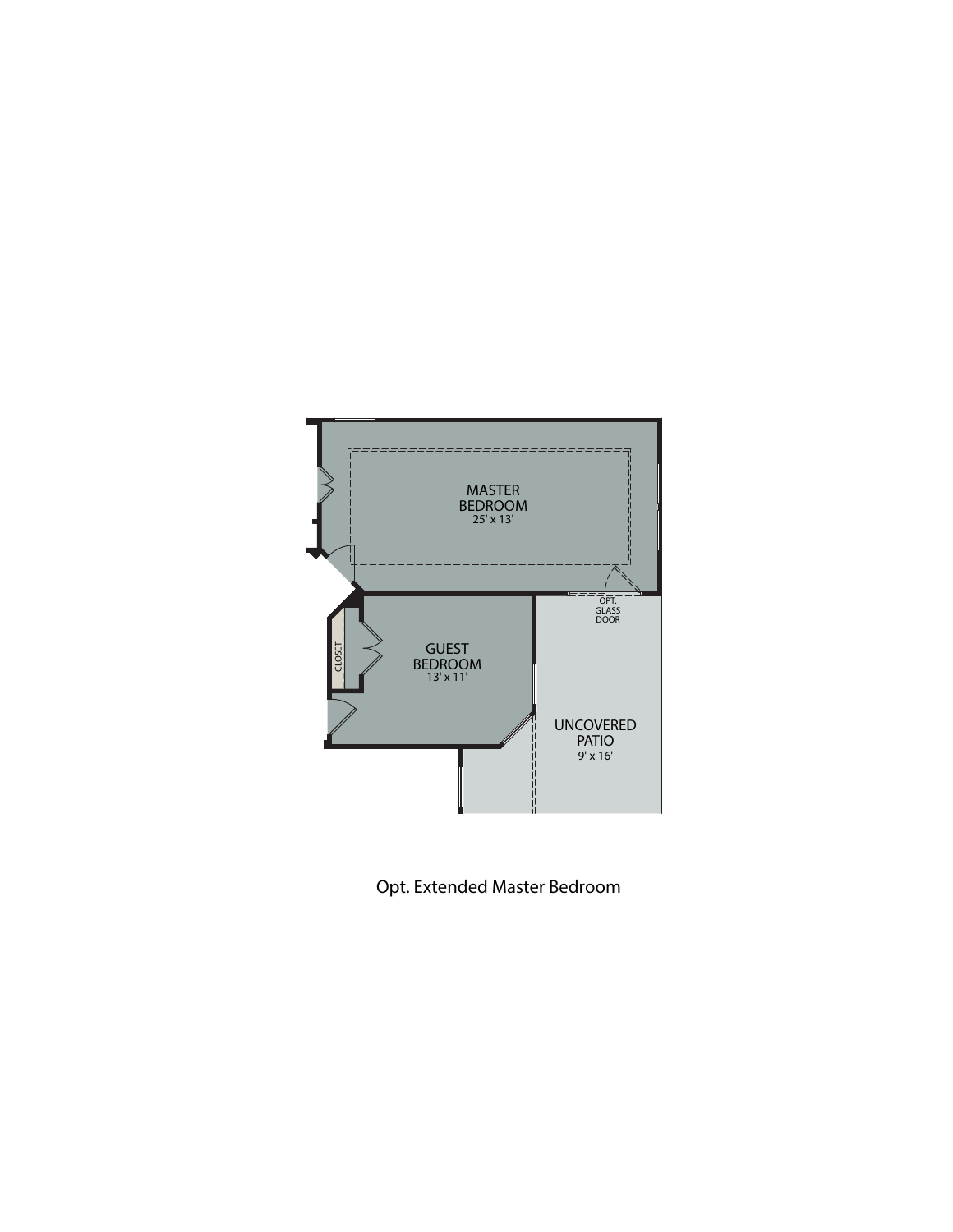MASTER
BEDROOM
25' x 13'

OPT.
GLASS
DOOR

CLOSET

GUEST
BEDROOM
13' x 11'

UNCOVERED
PATIO
9' x 16'

Opt. Extended Master Bedroom